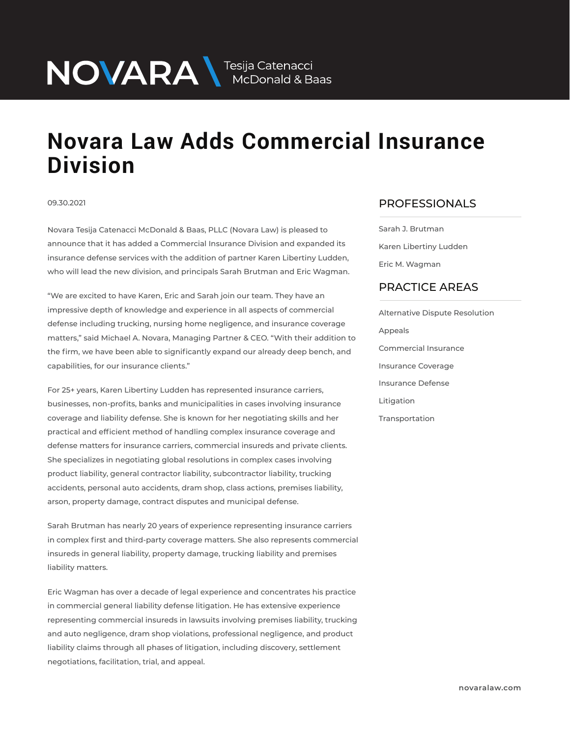NOVARA \ Tesija Catenacci McDonald & Baas

# Novara Law Adds Commercial Insurance Division

09.30.2021

Novara Tesija Catenacci McDonald & Baas, PLLC (Novara Law) is pleased to announce that it has added a Commercial Insurance Division and expanded its insurance defense services with the addition of partner Karen Libertiny Ludden, who will lead the new division, and principals Sarah Brutman and Eric Wagman.

"We are excited to have Karen, Eric and Sarah join our team. They have an impressive depth of knowledge and experience in all aspects of commercial defense including trucking, nursing home negligence, and insurance coverage matters," said Michael A. Novara, Managing Partner & CEO. "With their addition to the firm, we have been able to significantly expand our already deep bench, and capabilities, for our insurance clients."

For 25+ years, Karen Libertiny Ludden has represented insurance carriers, businesses, non-profits, banks and municipalities in cases involving insurance coverage and liability defense. She is known for her negotiating skills and her practical and efficient method of handling complex insurance coverage and defense matters for insurance carriers, commercial insureds and private clients. She specializes in negotiating global resolutions in complex cases involving product liability, general contractor liability, subcontractor liability, trucking accidents, personal auto accidents, dram shop, class actions, premises liability, arson, property damage, contract disputes and municipal defense.

Sarah Brutman has nearly 20 years of experience representing insurance carriers in complex first and third-party coverage matters. She also represents commercial insureds in general liability, property damage, trucking liability and premises liability matters.

Eric Wagman has over a decade of legal experience and concentrates his practice in commercial general liability defense litigation. He has extensive experience representing commercial insureds in lawsuits involving premises liability, trucking and auto negligence, dram shop violations, professional negligence, and product liability claims through all phases of litigation, including discovery, settlement negotiations, facilitation, trial, and appeal.

## PROFESSIONALS

Sarah J. Brutman

Karen Libertiny Ludden

Eric M. Wagman

## PRACTICE AREAS

Alternative Dispute Resolution

Appeals

Commercial Insurance

Insurance Coverage

Insurance Defense

Litigation

Transportation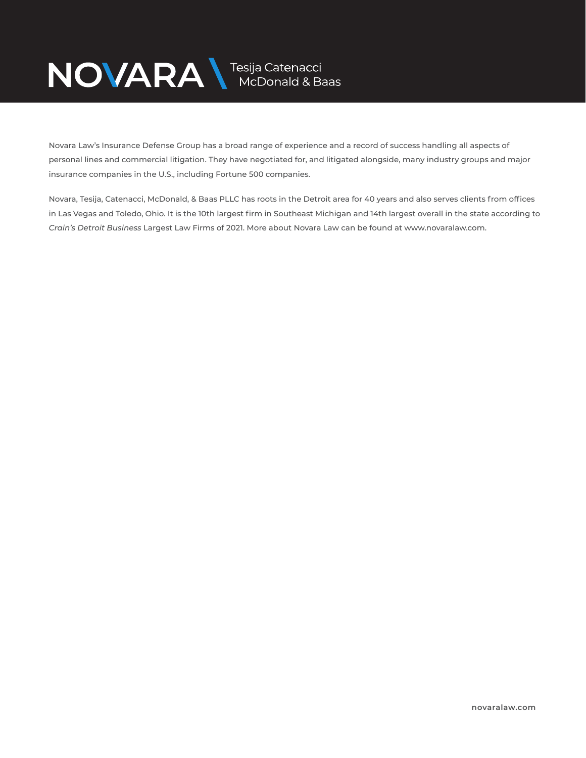Novara Law's Insurance Defense Group has a broad range of experience and a record of success handling all aspects of personal lines and commercial litigation. They have negotiated for, and litigated alongside, many industry groups and major insurance companies in the U.S., including Fortune 500 companies.

Novara, Tesija, Catenacci, McDonald, & Baas PLLC has roots in the Detroit area for 40 years and also serves clients from offices in Las Vegas and Toledo, Ohio. It is the 10th largest firm in Southeast Michigan and 14th largest overall in the state according to *Crain's Detroit Business* Largest Law Firms of 2021. More about Novara Law can be found at www.novaralaw.com.